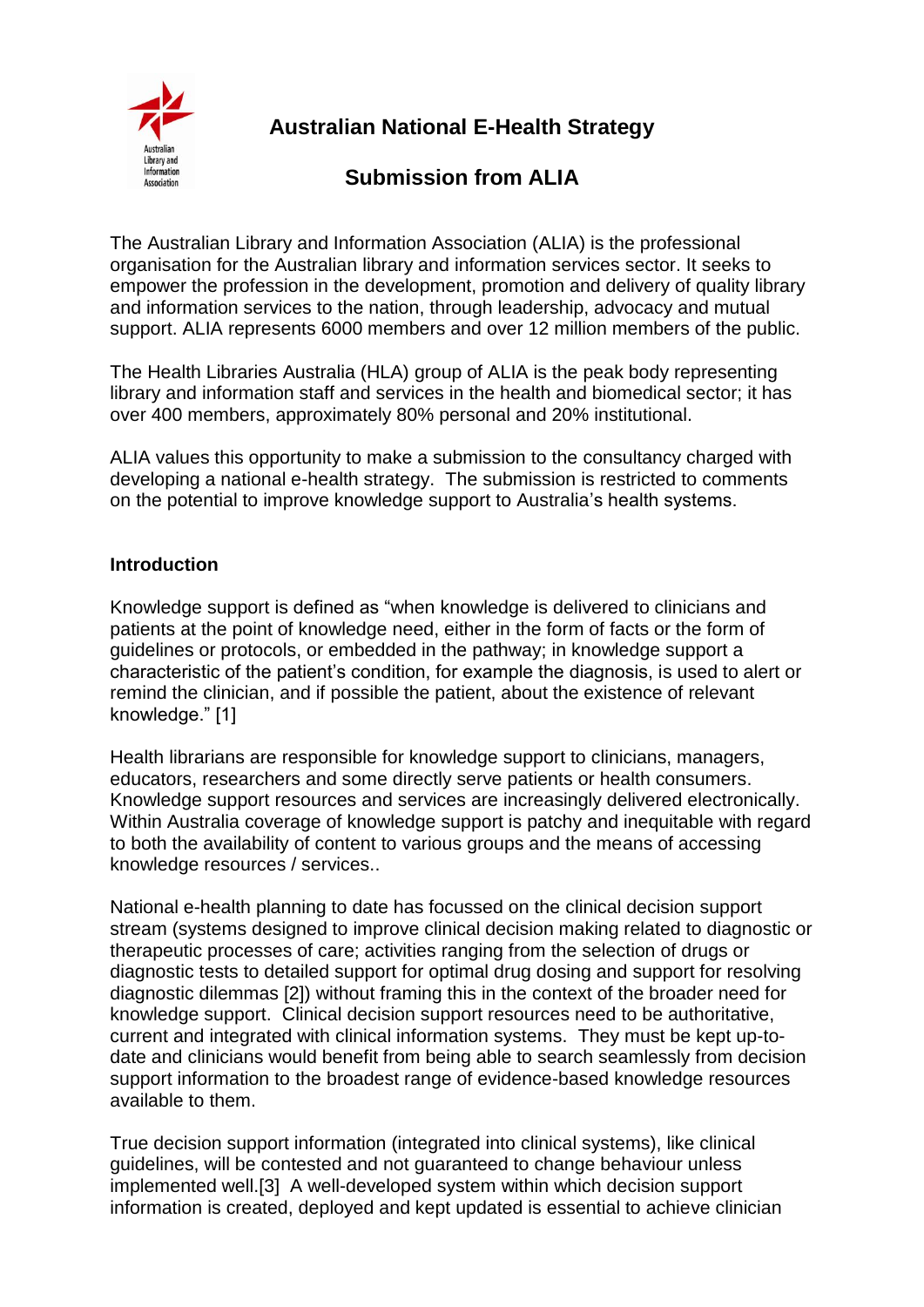# Australian National E-Health Strategy

## Submission from ALIA

The Australian Library and Information Association (ALIA) is the professional organisation for the Australian library and information services sector. It seeks to empower the profession in the development, promotion and delivery of quality library and information services to the nation, through leadership, advocacy and mutual support. ALIA represents 6000 members and over 12 million members of the public.

The Health Libraries Australia (HLA) group of ALIA is the peak body representing library and information staff and services in the health and biomedical sector; it has over 400 members, approximately 80% personal and 20% institutional.

ALIA values this opportunity to make a submission to the consultancy charged with developing a national e-health strategy. The submission is restricted to comments on the potential to improve knowledge support to Australia's health systems.

### Introduction

Knowledge support is defined as "when knowledge is delivered to clinicians and patients at the point of knowledge need, either in the form of facts or the form of guidelines or protocols, or embedded in the pathway; in knowledge support a characteristic of the patient's condition, for example the diagnosis, is used to alert or remind the clinician, and if possible the patient, about the existence of relevant knowledge." [1]

Health librarians are responsible for knowledge support to clinicians, managers, educators, researchers and some directly serve patients or health consumers. Knowledge support resources and services are increasingly delivered electronically. Within Australia coverage of knowledge support is patchy and inequitable with regard to both the availability of content to various groups and the means of accessing knowledge resources / services..

National e-health planning to date has focussed on the clinical decision support stream (systems designed to improve clinical decision making related to diagnostic or therapeutic processes of care; activities ranging from the selection of drugs or diagnostic tests to detailed support for optimal drug dosing and support for resolving diagnostic dilemmas [2]) without framing this in the context of the broader need for knowledge support. Clinical decision support resources need to be authoritative, current and integrated with clinical information systems. They must be kept up-to-date and clinicians would benefit from being able to search seamlessly from decision support information to the broadest range of evidence-based knowledge resources available to them.

True decision support information (integrated into clinical systems), like clinical guidelines, will be contested and not guaranteed to change behaviour unless implemented well.[3] A well-developed system within which decision support information is created, deployed and kept updated is essential to achieve clinician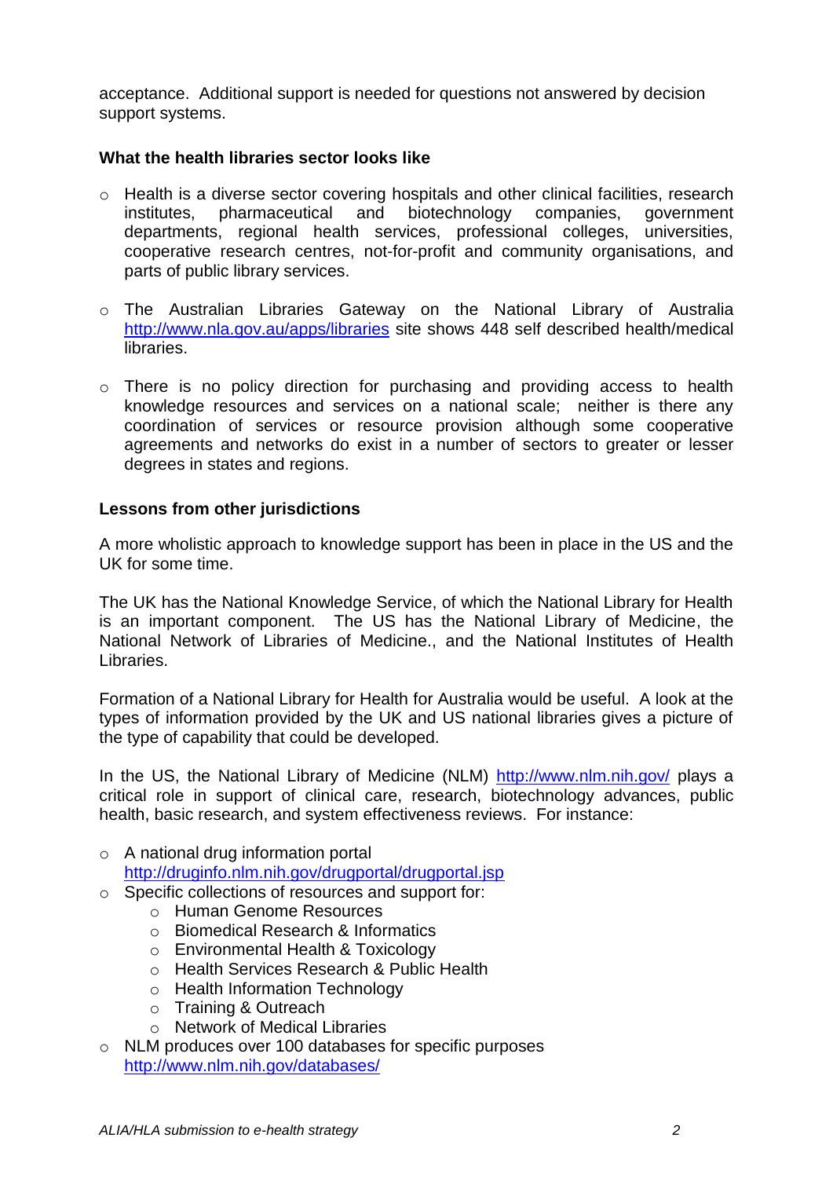acceptance. Additional support is needed for questions not answered by decision support systems.

**What the health libraries sector looks like**

- Health is a diverse sector covering hospitals and other clinical facilities, research institutes, pharmaceutical and biotechnology companies, government departments, regional health services, professional colleges, universities, cooperative research centres, not-for-profit and community organisations, and parts of public library services.

- The Australian Libraries Gateway on the National Library of Australia http://www.nla.gov.au/apps/libraries site shows 448 self described health/medical libraries.

- There is no policy direction for purchasing and providing access to health knowledge resources and services on a national scale; neither is there any coordination of services or resource provision although some cooperative agreements and networks do exist in a number of sectors to greater or lesser degrees in states and regions.

**Lessons from other jurisdictions**

A more wholistic approach to knowledge support has been in place in the US and the UK for some time.

The UK has the National Knowledge Service, of which the National Library for Health is an important component. The US has the National Library of Medicine, the National Network of Libraries of Medicine., and the National Institutes of Health Libraries.

Formation of a National Library for Health for Australia would be useful. A look at the types of information provided by the UK and US national libraries gives a picture of the type of capability that could be developed.

In the US, the National Library of Medicine (NLM) http://www.nlm.nih.gov/ plays a critical role in support of clinical care, research, biotechnology advances, public health, basic research, and system effectiveness reviews. For instance:

- A national drug information portal http://druginfo.nlm.nih.gov/drugportal/drugportal.jsp
- Specific collections of resources and support for:
  - Human Genome Resources
  - Biomedical Research & Informatics
  - Environmental Health & Toxicology
  - Health Services Research & Public Health
  - Health Information Technology
  - Training & Outreach
  - Network of Medical Libraries
- NLM produces over 100 databases for specific purposes http://www.nlm.nih.gov/databases/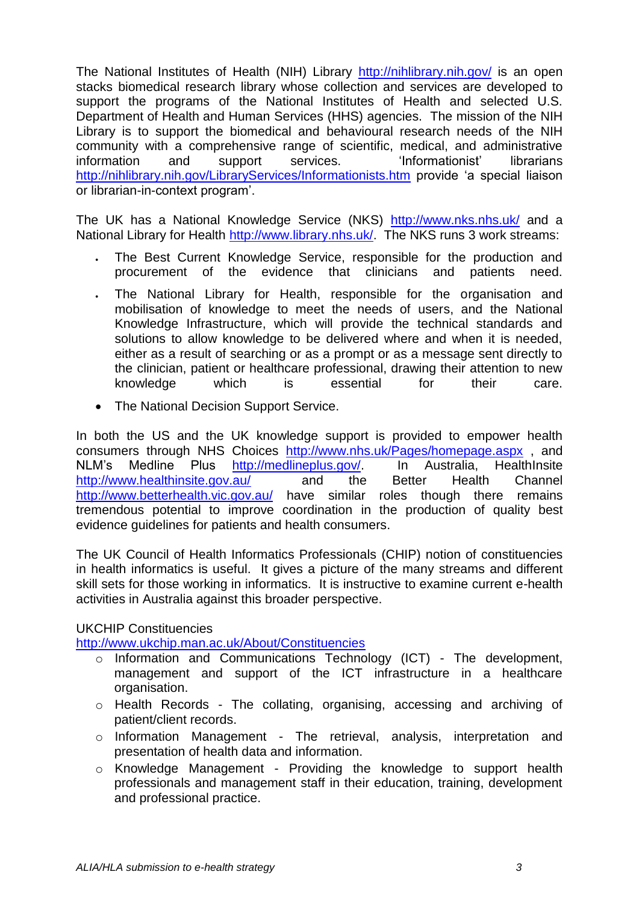The National Institutes of Health (NIH) Library http://nihlibrary.nih.gov/ is an open stacks biomedical research library whose collection and services are developed to support the programs of the National Institutes of Health and selected U.S. Department of Health and Human Services (HHS) agencies. The mission of the NIH Library is to support the biomedical and behavioural research needs of the NIH community with a comprehensive range of scientific, medical, and administrative information and support services. 'Informationist' librarians http://nihlibrary.nih.gov/LibraryServices/Informationists.htm provide 'a special liaison or librarian-in-context program'.

The UK has a National Knowledge Service (NKS) http://www.nks.nhs.uk/ and a National Library for Health http://www.library.nhs.uk/. The NKS runs 3 work streams:

- The Best Current Knowledge Service, responsible for the production and procurement of the evidence that clinicians and patients need.
- The National Library for Health, responsible for the organisation and mobilisation of knowledge to meet the needs of users, and the National Knowledge Infrastructure, which will provide the technical standards and solutions to allow knowledge to be delivered where and when it is needed, either as a result of searching or as a prompt or as a message sent directly to the clinician, patient or healthcare professional, drawing their attention to new knowledge which is essential for their care.
- The National Decision Support Service.

In both the US and the UK knowledge support is provided to empower health consumers through NHS Choices http://www.nhs.uk/Pages/homepage.aspx , and NLM's Medline Plus http://medlineplus.gov/. In Australia, HealthInsite http://www.healthinsite.gov.au/ and the Better Health Channel http://www.betterhealth.vic.gov.au/ have similar roles though there remains tremendous potential to improve coordination in the production of quality best evidence guidelines for patients and health consumers.

The UK Council of Health Informatics Professionals (CHIP) notion of constituencies in health informatics is useful. It gives a picture of the many streams and different skill sets for those working in informatics. It is instructive to examine current e-health activities in Australia against this broader perspective.

UKCHIP Constituencies
http://www.ukchip.man.ac.uk/About/Constituencies

- Information and Communications Technology (ICT) - The development, management and support of the ICT infrastructure in a healthcare organisation.
- Health Records - The collating, organising, accessing and archiving of patient/client records.
- Information Management - The retrieval, analysis, interpretation and presentation of health data and information.
- Knowledge Management - Providing the knowledge to support health professionals and management staff in their education, training, development and professional practice.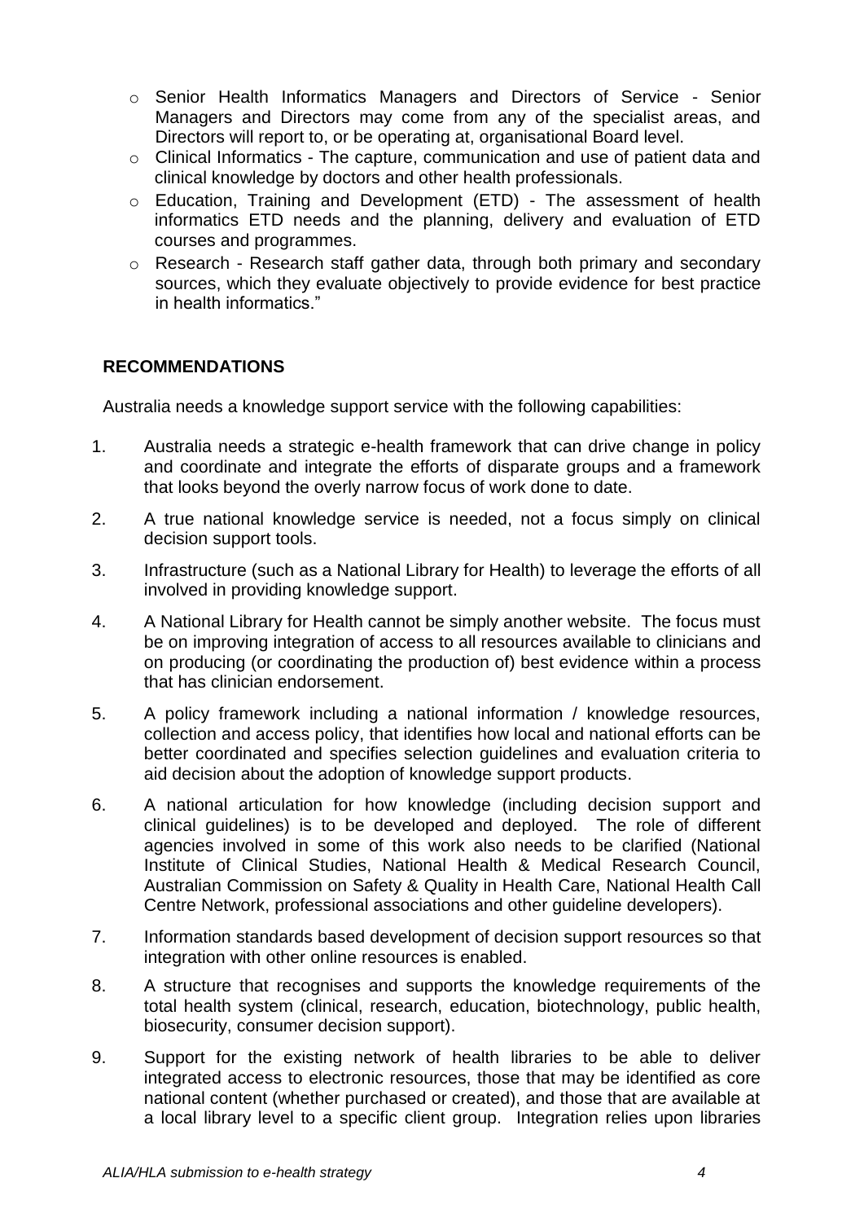- Senior Health Informatics Managers and Directors of Service - Senior Managers and Directors may come from any of the specialist areas, and Directors will report to, or be operating at, organisational Board level.
- Clinical Informatics - The capture, communication and use of patient data and clinical knowledge by doctors and other health professionals.
- Education, Training and Development (ETD) - The assessment of health informatics ETD needs and the planning, delivery and evaluation of ETD courses and programmes.
- Research - Research staff gather data, through both primary and secondary sources, which they evaluate objectively to provide evidence for best practice in health informatics."

## RECOMMENDATIONS

Australia needs a knowledge support service with the following capabilities:

1. Australia needs a strategic e-health framework that can drive change in policy and coordinate and integrate the efforts of disparate groups and a framework that looks beyond the overly narrow focus of work done to date.
2. A true national knowledge service is needed, not a focus simply on clinical decision support tools.
3. Infrastructure (such as a National Library for Health) to leverage the efforts of all involved in providing knowledge support.
4. A National Library for Health cannot be simply another website. The focus must be on improving integration of access to all resources available to clinicians and on producing (or coordinating the production of) best evidence within a process that has clinician endorsement.
5. A policy framework including a national information / knowledge resources, collection and access policy, that identifies how local and national efforts can be better coordinated and specifies selection guidelines and evaluation criteria to aid decision about the adoption of knowledge support products.
6. A national articulation for how knowledge (including decision support and clinical guidelines) is to be developed and deployed. The role of different agencies involved in some of this work also needs to be clarified (National Institute of Clinical Studies, National Health & Medical Research Council, Australian Commission on Safety & Quality in Health Care, National Health Call Centre Network, professional associations and other guideline developers).
7. Information standards based development of decision support resources so that integration with other online resources is enabled.
8. A structure that recognises and supports the knowledge requirements of the total health system (clinical, research, education, biotechnology, public health, biosecurity, consumer decision support).
9. Support for the existing network of health libraries to be able to deliver integrated access to electronic resources, those that may be identified as core national content (whether purchased or created), and those that are available at a local library level to a specific client group. Integration relies upon libraries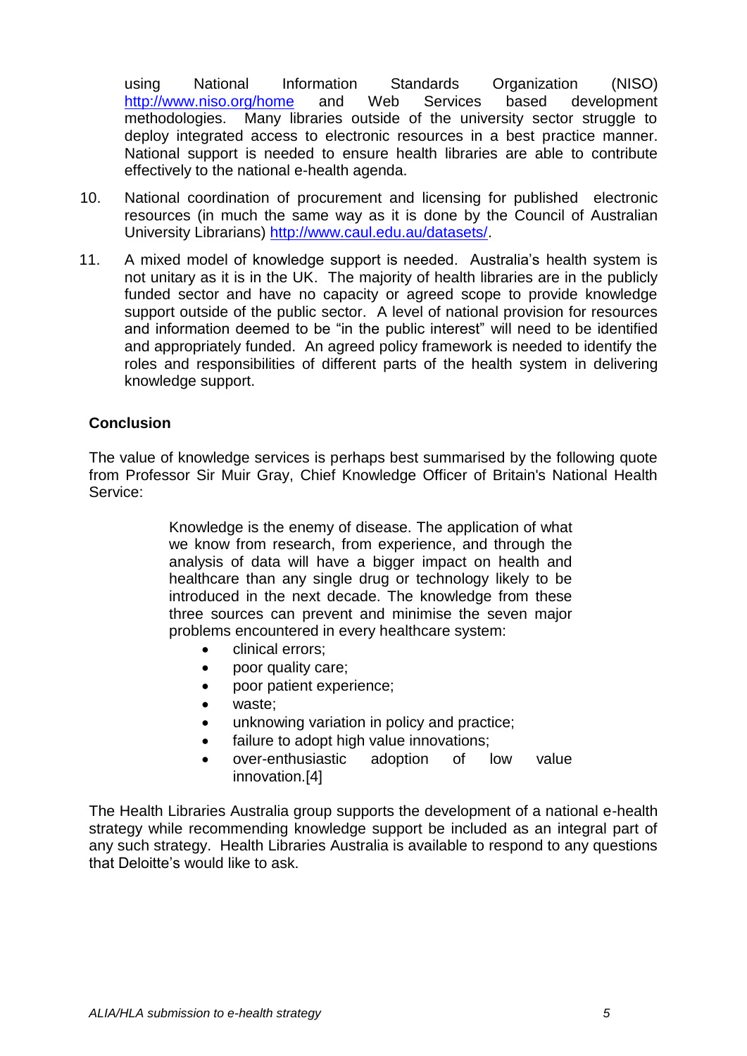using National Information Standards Organization (NISO) http://www.niso.org/home and Web Services based development methodologies. Many libraries outside of the university sector struggle to deploy integrated access to electronic resources in a best practice manner. National support is needed to ensure health libraries are able to contribute effectively to the national e-health agenda.

10. National coordination of procurement and licensing for published electronic resources (in much the same way as it is done by the Council of Australian University Librarians) http://www.caul.edu.au/datasets/.

11. A mixed model of knowledge support is needed. Australia's health system is not unitary as it is in the UK. The majority of health libraries are in the publicly funded sector and have no capacity or agreed scope to provide knowledge support outside of the public sector. A level of national provision for resources and information deemed to be "in the public interest" will need to be identified and appropriately funded. An agreed policy framework is needed to identify the roles and responsibilities of different parts of the health system in delivering knowledge support.

## Conclusion

The value of knowledge services is perhaps best summarised by the following quote from Professor Sir Muir Gray, Chief Knowledge Officer of Britain's National Health Service:

> Knowledge is the enemy of disease. The application of what we know from research, from experience, and through the analysis of data will have a bigger impact on health and healthcare than any single drug or technology likely to be introduced in the next decade. The knowledge from these three sources can prevent and minimise the seven major problems encountered in every healthcare system:
>
> - clinical errors;
> - poor quality care;
> - poor patient experience;
> - waste;
> - unknowing variation in policy and practice;
> - failure to adopt high value innovations;
> - over-enthusiastic adoption of low value innovation.[4]

The Health Libraries Australia group supports the development of a national e-health strategy while recommending knowledge support be included as an integral part of any such strategy. Health Libraries Australia is available to respond to any questions that Deloitte's would like to ask.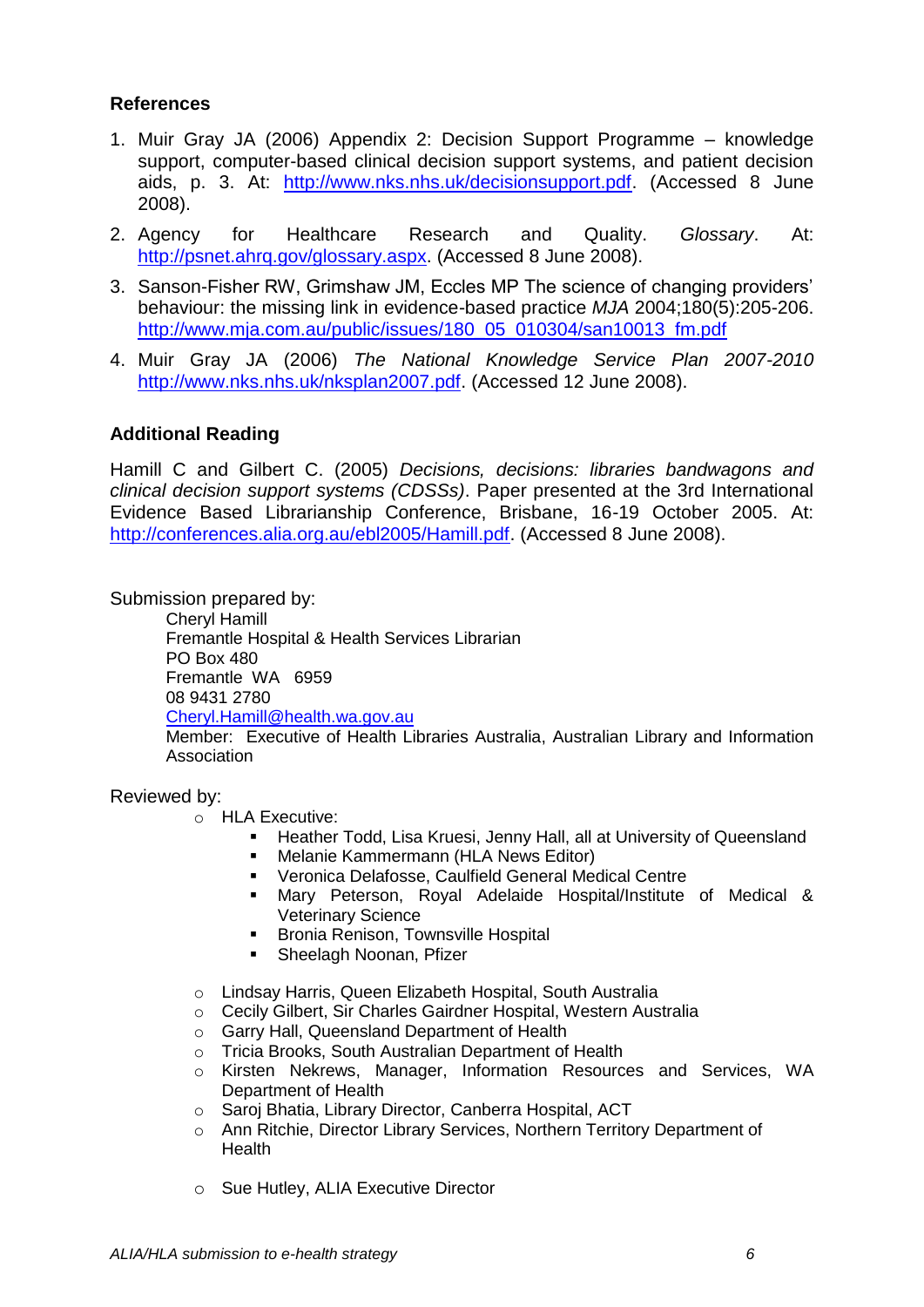## References

1. Muir Gray JA (2006) Appendix 2: Decision Support Programme – knowledge support, computer-based clinical decision support systems, and patient decision aids, p. 3. At: http://www.nks.nhs.uk/decisionsupport.pdf. (Accessed 8 June 2008).
2. Agency for Healthcare Research and Quality. *Glossary*. At: http://psnet.ahrq.gov/glossary.aspx. (Accessed 8 June 2008).
3. Sanson-Fisher RW, Grimshaw JM, Eccles MP The science of changing providers' behaviour: the missing link in evidence-based practice *MJA* 2004;180(5):205-206. http://www.mja.com.au/public/issues/180_05_010304/san10013_fm.pdf
4. Muir Gray JA (2006) *The National Knowledge Service Plan 2007-2010* http://www.nks.nhs.uk/nksplan2007.pdf. (Accessed 12 June 2008).

## Additional Reading

Hamill C and Gilbert C. (2005) *Decisions, decisions: libraries bandwagons and clinical decision support systems (CDSSs)*. Paper presented at the 3rd International Evidence Based Librarianship Conference, Brisbane, 16-19 October 2005. At: http://conferences.alia.org.au/ebl2005/Hamill.pdf. (Accessed 8 June 2008).

Submission prepared by:

Cheryl Hamill
Fremantle Hospital & Health Services Librarian
PO Box 480
Fremantle WA 6959
08 9431 2780
Cheryl.Hamill@health.wa.gov.au
Member: Executive of Health Libraries Australia, Australian Library and Information Association

Reviewed by:

- HLA Executive:
  - Heather Todd, Lisa Kruesi, Jenny Hall, all at University of Queensland
  - Melanie Kammermann (HLA News Editor)
  - Veronica Delafosse, Caulfield General Medical Centre
  - Mary Peterson, Royal Adelaide Hospital/Institute of Medical & Veterinary Science
  - Bronia Renison, Townsville Hospital
  - Sheelagh Noonan, Pfizer
- Lindsay Harris, Queen Elizabeth Hospital, South Australia
- Cecily Gilbert, Sir Charles Gairdner Hospital, Western Australia
- Garry Hall, Queensland Department of Health
- Tricia Brooks, South Australian Department of Health
- Kirsten Nekrews, Manager, Information Resources and Services, WA Department of Health
- Saroj Bhatia, Library Director, Canberra Hospital, ACT
- Ann Ritchie, Director Library Services, Northern Territory Department of Health
- Sue Hutley, ALIA Executive Director